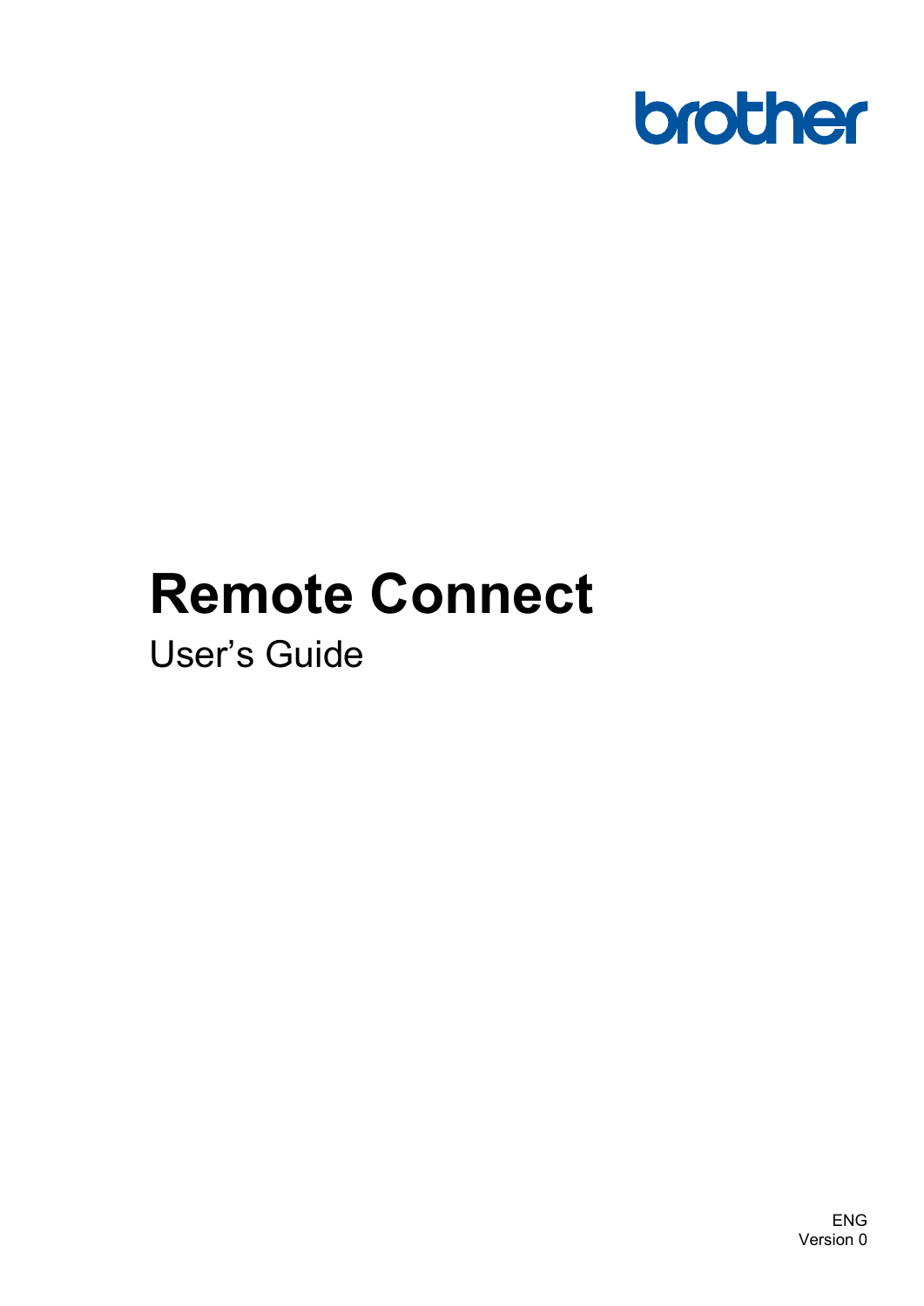brother

# Remote Connect

User's Guide

ENG
Version 0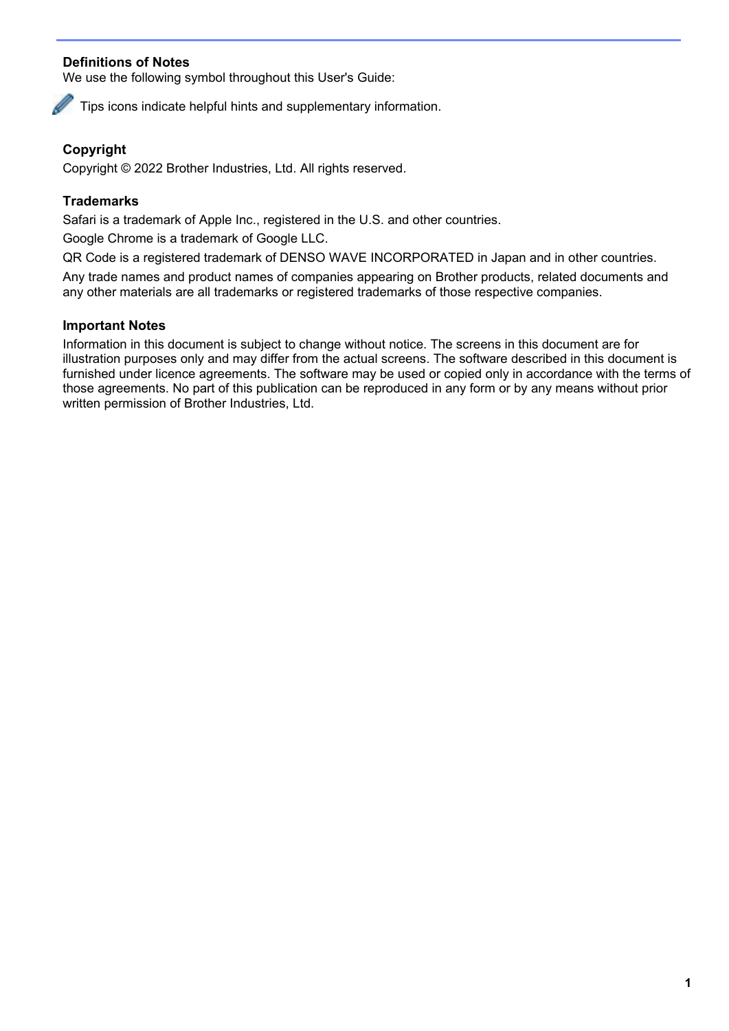## Definitions of Notes

We use the following symbol throughout this User's Guide:

Tips icons indicate helpful hints and supplementary information.

## Copyright

Copyright © 2022 Brother Industries, Ltd. All rights reserved.

## Trademarks

Safari is a trademark of Apple Inc., registered in the U.S. and other countries.

Google Chrome is a trademark of Google LLC.

QR Code is a registered trademark of DENSO WAVE INCORPORATED in Japan and in other countries.

Any trade names and product names of companies appearing on Brother products, related documents and any other materials are all trademarks or registered trademarks of those respective companies.

## Important Notes

Information in this document is subject to change without notice. The screens in this document are for illustration purposes only and may differ from the actual screens. The software described in this document is furnished under licence agreements. The software may be used or copied only in accordance with the terms of those agreements. No part of this publication can be reproduced in any form or by any means without prior written permission of Brother Industries, Ltd.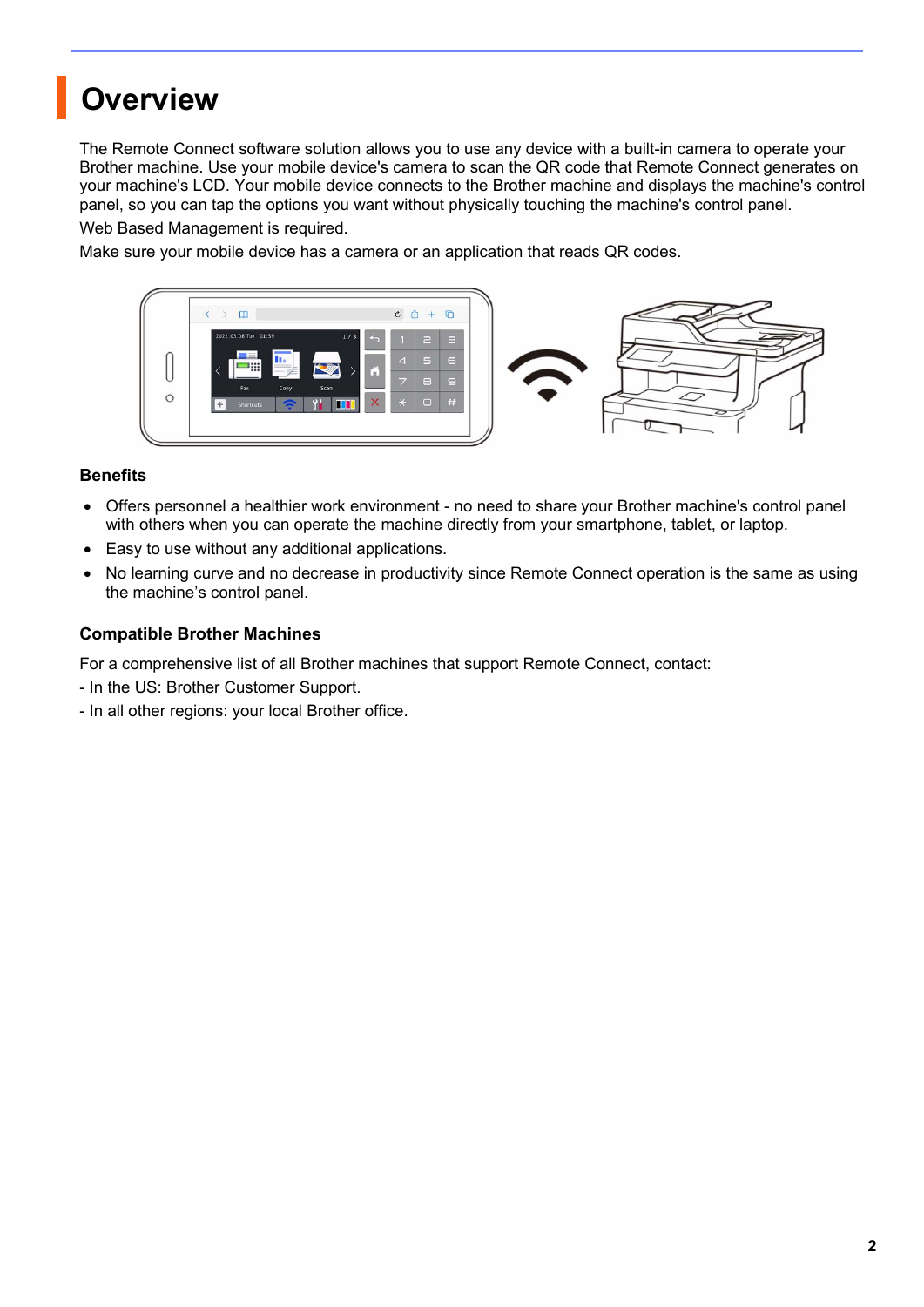# Overview

The Remote Connect software solution allows you to use any device with a built-in camera to operate your Brother machine. Use your mobile device's camera to scan the QR code that Remote Connect generates on your machine's LCD. Your mobile device connects to the Brother machine and displays the machine's control panel, so you can tap the options you want without physically touching the machine's control panel.

Web Based Management is required.

Make sure your mobile device has a camera or an application that reads QR codes.

### Benefits

- Offers personnel a healthier work environment - no need to share your Brother machine's control panel with others when you can operate the machine directly from your smartphone, tablet, or laptop.
- Easy to use without any additional applications.
- No learning curve and no decrease in productivity since Remote Connect operation is the same as using the machine's control panel.

### Compatible Brother Machines

For a comprehensive list of all Brother machines that support Remote Connect, contact:

- In the US: Brother Customer Support.

- In all other regions: your local Brother office.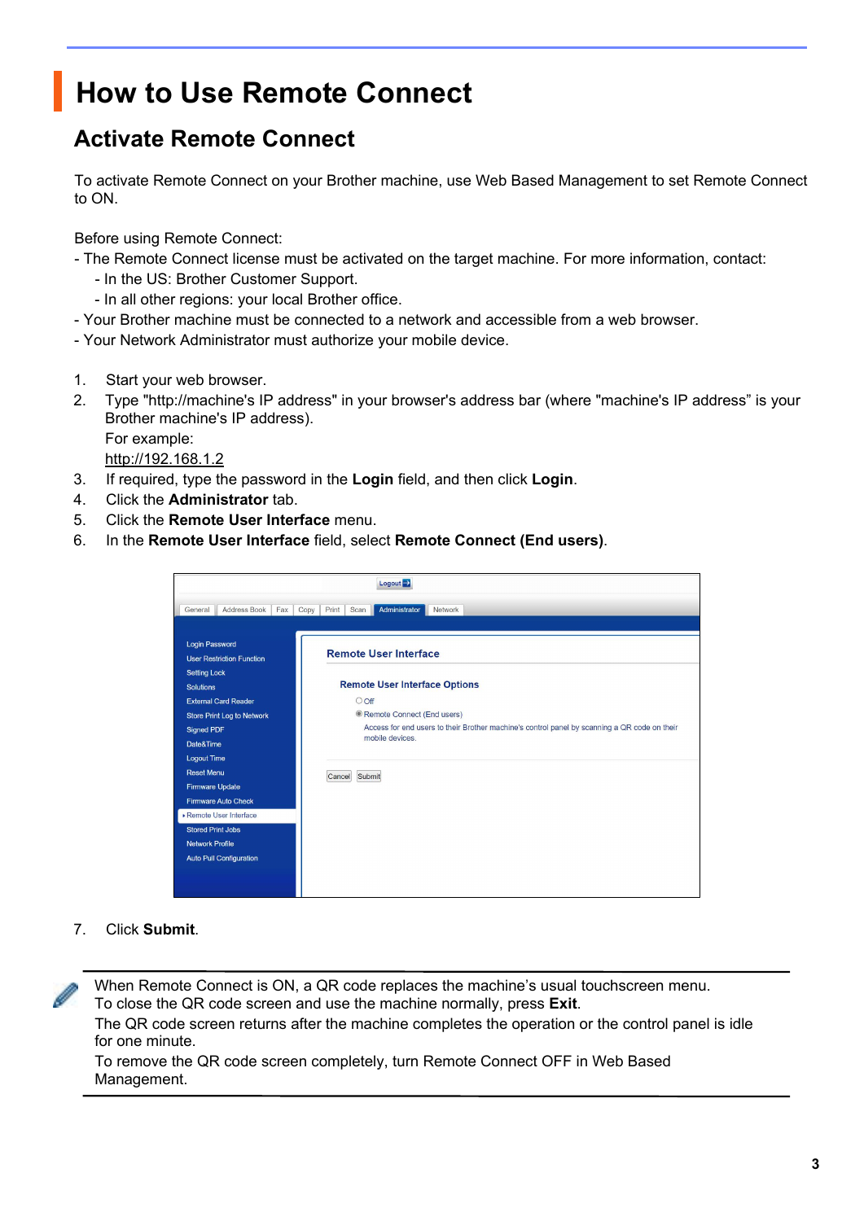# How to Use Remote Connect

## Activate Remote Connect

To activate Remote Connect on your Brother machine, use Web Based Management to set Remote Connect to ON.

Before using Remote Connect:
- The Remote Connect license must be activated on the target machine. For more information, contact:
  - In the US: Brother Customer Support.
  - In all other regions: your local Brother office.
- Your Brother machine must be connected to a network and accessible from a web browser.
- Your Network Administrator must authorize your mobile device.

1. Start your web browser.
2. Type "http://machine's IP address" in your browser's address bar (where "machine's IP address" is your Brother machine's IP address).
   For example:
   http://192.168.1.2
3. If required, type the password in the **Login** field, and then click **Login**.
4. Click the **Administrator** tab.
5. Click the **Remote User Interface** menu.
6. In the **Remote User Interface** field, select **Remote Connect (End users)**.
7. Click **Submit**.

When Remote Connect is ON, a QR code replaces the machine's usual touchscreen menu.
To close the QR code screen and use the machine normally, press **Exit**.
The QR code screen returns after the machine completes the operation or the control panel is idle for one minute.
To remove the QR code screen completely, turn Remote Connect OFF in Web Based Management.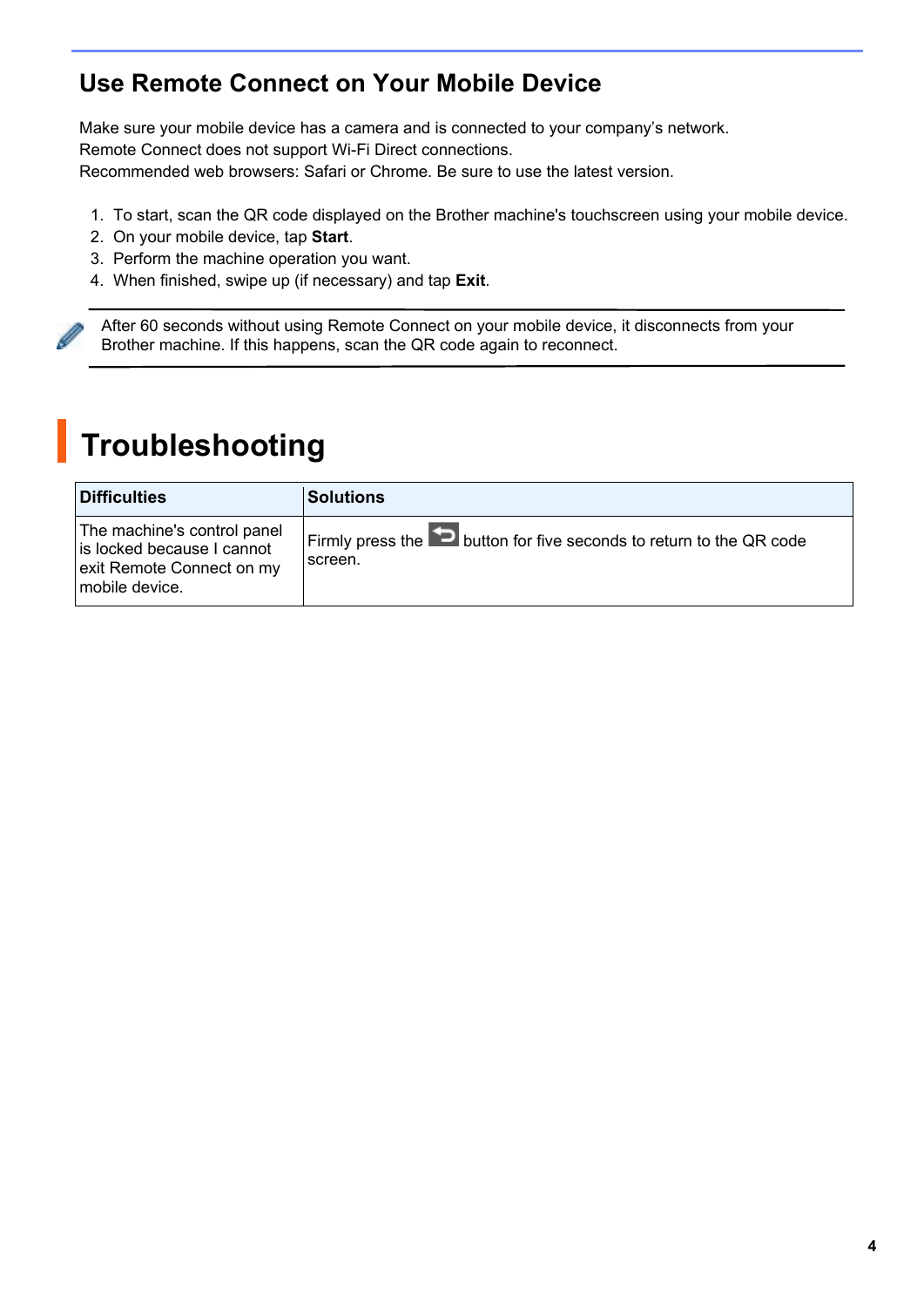## Use Remote Connect on Your Mobile Device

Make sure your mobile device has a camera and is connected to your company's network.
Remote Connect does not support Wi-Fi Direct connections.
Recommended web browsers: Safari or Chrome. Be sure to use the latest version.

1. To start, scan the QR code displayed on the Brother machine's touchscreen using your mobile device.
2. On your mobile device, tap **Start**.
3. Perform the machine operation you want.
4. When finished, swipe up (if necessary) and tap **Exit**.

After 60 seconds without using Remote Connect on your mobile device, it disconnects from your Brother machine. If this happens, scan the QR code again to reconnect.

# Troubleshooting

| Difficulties | Solutions |
| --- | --- |
| The machine's control panel is locked because I cannot exit Remote Connect on my mobile device. | Firmly press the button for five seconds to return to the QR code screen. |